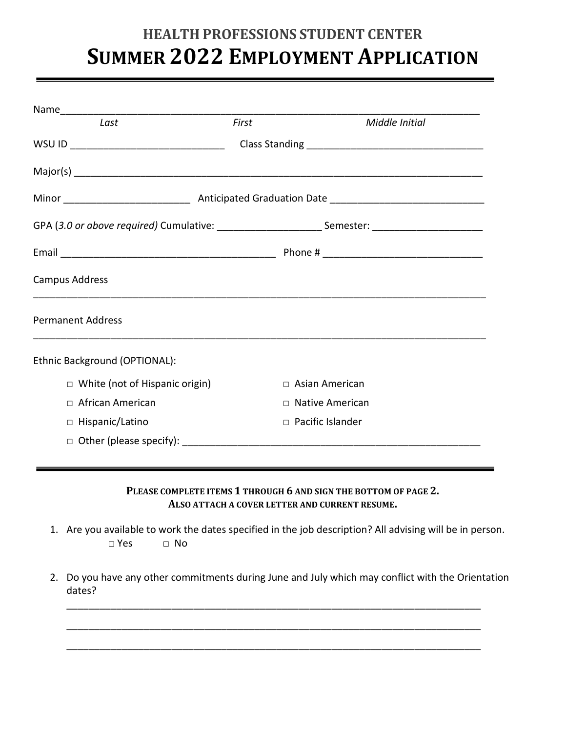# HEALTH PROFESSIONS STUDENT CENTER

# SUMMER 2022 EMPLOYMENT APPLICATION

Name___________________________________________________________________________

*Last* *First* *Middle Initial*

WSU ID ____________________________ Class Standing ________________________________

Major(s) _________________________________________________________________________

Minor _______________________ Anticipated Graduation Date ____________________________

GPA (*3.0 or above required*) Cumulative: ___________________ Semester: ____________________

Email _______________________________________ Phone # _____________________________

Campus Address

___________________________________________________________________________________

Permanent Address

___________________________________________________________________________________

Ethnic Background (OPTIONAL):

□ White (not of Hispanic origin) □ Asian American

□ African American □ Native American

□ Hispanic/Latino □ Pacific Islander

□ Other (please specify): _______________________________________________________

**PLEASE COMPLETE ITEMS 1 THROUGH 6 AND SIGN THE BOTTOM OF PAGE 2.**
**ALSO ATTACH A COVER LETTER AND CURRENT RESUME.**

1. Are you available to work the dates specified in the job description? All advising will be in person.

   □ Yes □ No

2. Do you have any other commitments during June and July which may conflict with the Orientation dates?

   ___________________________________________________________________________

   ___________________________________________________________________________

   ___________________________________________________________________________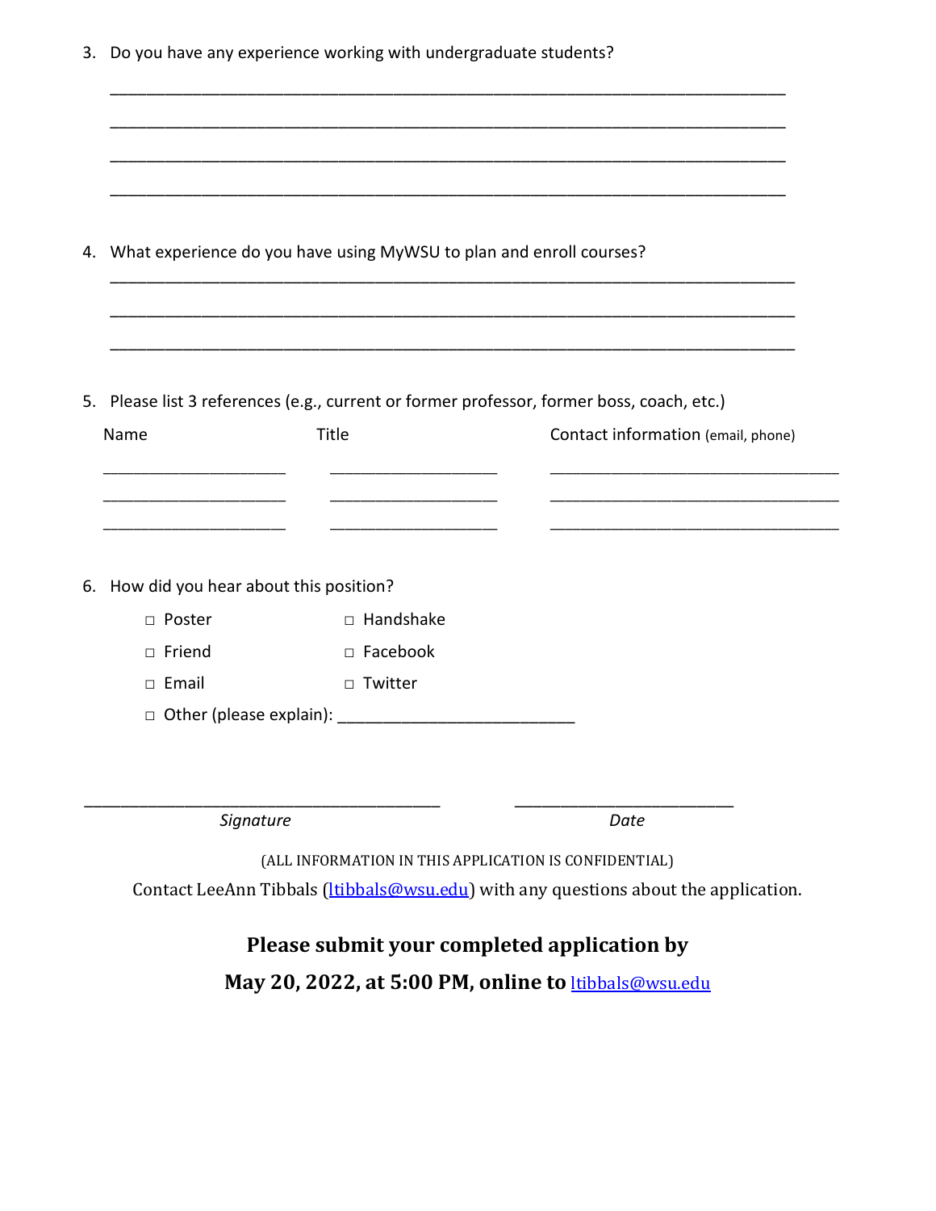3. Do you have any experience working with undergraduate students?

_______________________________________________________________________________

_______________________________________________________________________________

_______________________________________________________________________________

_______________________________________________________________________________

4. What experience do you have using MyWSU to plan and enroll courses?

_______________________________________________________________________________

_______________________________________________________________________________

_______________________________________________________________________________

5. Please list 3 references (e.g., current or former professor, former boss, coach, etc.)

| Name | Title | Contact information (email, phone) |
|---|---|---|
| ____________________ | ____________________ | ________________________________ |
| ____________________ | ____________________ | ________________________________ |
| ____________________ | ____________________ | ________________________________ |

6. How did you hear about this position?

□ Poster  □ Handshake

□ Friend  □ Facebook

□ Email  □ Twitter

□ Other (please explain): ___________________________

________________________________________ *Signature*

________________________ *Date*

(ALL INFORMATION IN THIS APPLICATION IS CONFIDENTIAL)

Contact LeeAnn Tibbals (ltibbals@wsu.edu) with any questions about the application.

**Please submit your completed application by**

**May 20, 2022, at 5:00 PM, online to** ltibbals@wsu.edu